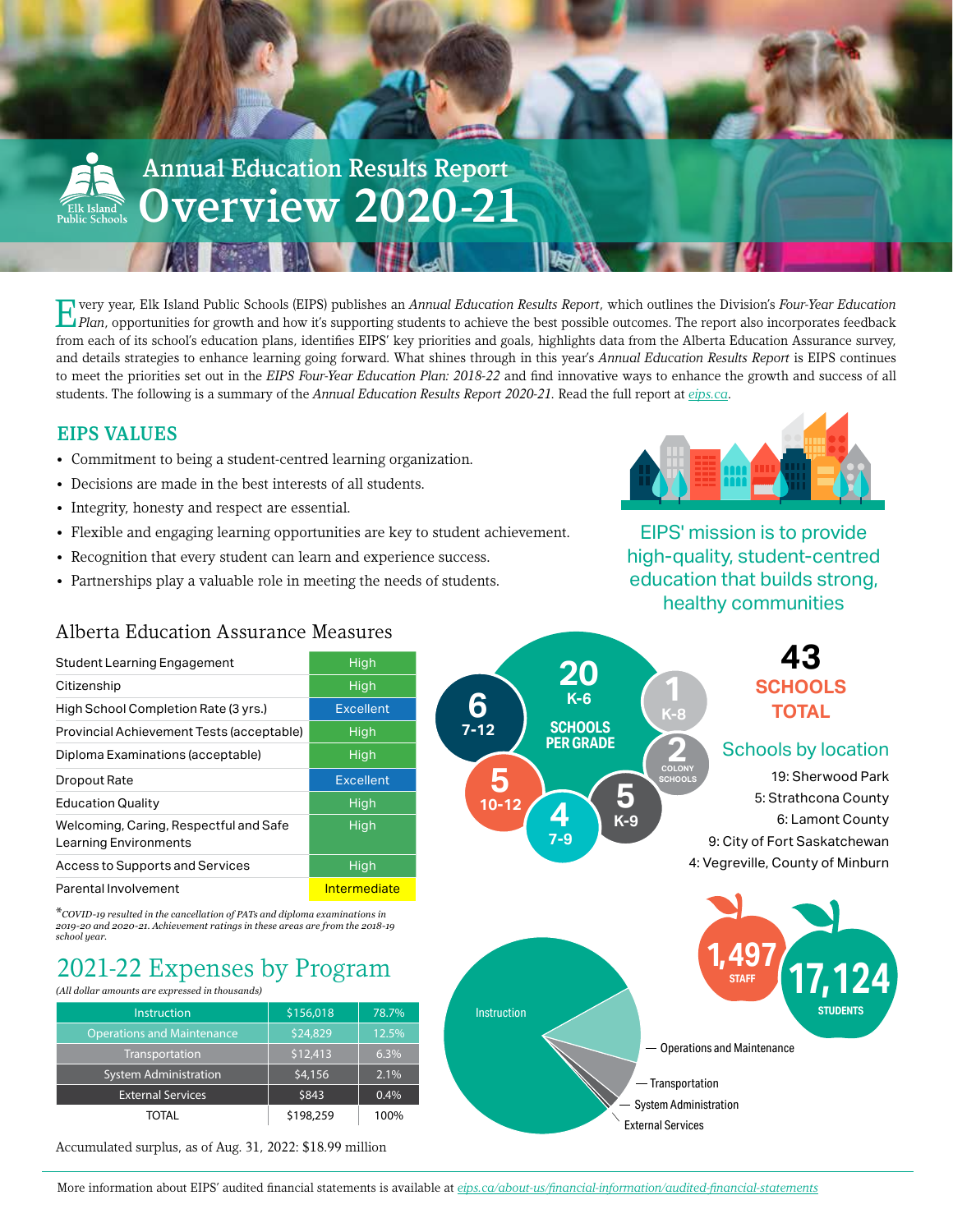# Annual Education Results Report
# Overview 2020-21

Elk Island Public Schools

Every year, Elk Island Public Schools (EIPS) publishes an *Annual Education Results Report*, which outlines the Division's *Four-Year Education Plan*, opportunities for growth and how it's supporting students to achieve the best possible outcomes. The report also incorporates feedback from each of its school's education plans, identifies EIPS' key priorities and goals, highlights data from the Alberta Education Assurance survey, and details strategies to enhance learning going forward. What shines through in this year's *Annual Education Results Report* is EIPS continues to meet the priorities set out in the *EIPS Four-Year Education Plan: 2018-22* and find innovative ways to enhance the growth and success of all students. The following is a summary of the *Annual Education Results Report 2020-21*. Read the full report at eips.ca.

## EIPS VALUES

- Commitment to being a student-centred learning organization.
- Decisions are made in the best interests of all students.
- Integrity, honesty and respect are essential.
- Flexible and engaging learning opportunities are key to student achievement.
- Recognition that every student can learn and experience success.
- Partnerships play a valuable role in meeting the needs of students.

EIPS' mission is to provide high-quality, student-centred education that builds strong, healthy communities

## Alberta Education Assurance Measures

| Measure | Rating |
|---|---|
| Student Learning Engagement | High |
| Citizenship | High |
| High School Completion Rate (3 yrs.) | Excellent |
| Provincial Achievement Tests (acceptable) | High |
| Diploma Examinations (acceptable) | High |
| Dropout Rate | Excellent |
| Education Quality | High |
| Welcoming, Caring, Respectful and Safe Learning Environments | High |
| Access to Supports and Services | High |
| Parental Involvement | Intermediate |

**COVID-19 resulted in the cancellation of PATs and diploma examinations in 2019-20 and 2020-21. Achievement ratings in these areas are from the 2018-19 school year.*

**SCHOOLS PER GRADE**

- 20 K-6
- 1 K-8
- 2 Colony Schools
- 5 K-9
- 4 7-9
- 5 10-12
- 6 7-12

**43 SCHOOLS TOTAL**

### Schools by location

- 19: Sherwood Park
- 5: Strathcona County
- 6: Lamont County
- 9: City of Fort Saskatchewan
- 4: Vegreville, County of Minburn

**1,497** STAFF

**17,124** STUDENTS

## 2021-22 Expenses by Program

*(All dollar amounts are expressed in thousands)*

| Program | Amount | Percent |
|---|---|---|
| Instruction | $156,018 | 78.7% |
| Operations and Maintenance | $24,829 | 12.5% |
| Transportation | $12,413 | 6.3% |
| System Administration | $4,156 | 2.1% |
| External Services | $843 | 0.4% |
| TOTAL | $198,259 | 100% |

Accumulated surplus, as of Aug. 31, 2022: $18.99 million

More information about EIPS' audited financial statements is available at eips.ca/about-us/financial-information/audited-financial-statements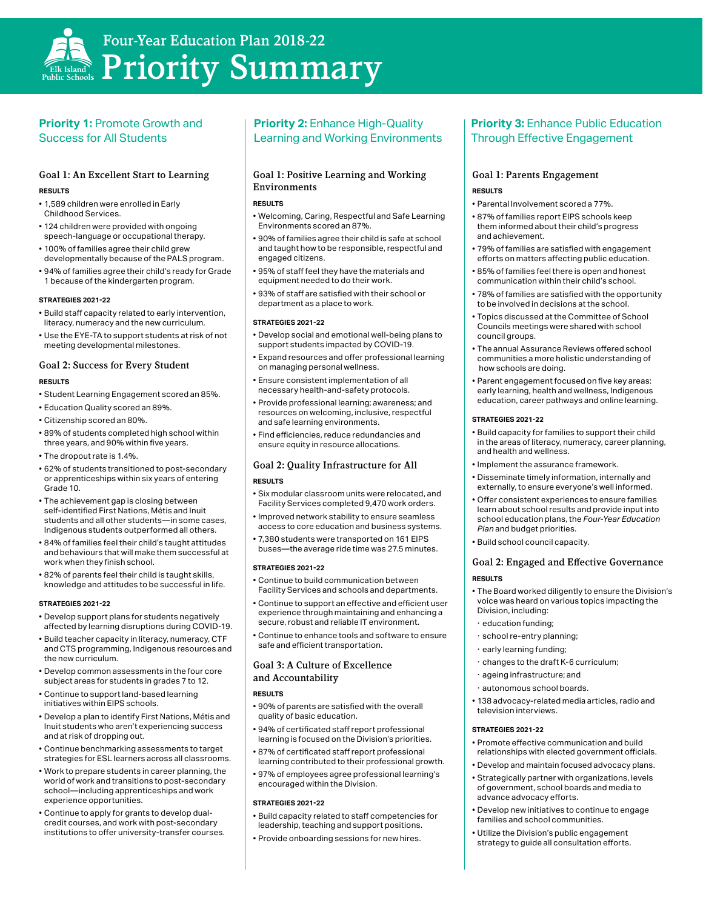# Four-Year Education Plan 2018-22
# Priority Summary

## Priority 1: Promote Growth and Success for All Students

### Goal 1: An Excellent Start to Learning

**RESULTS**

- 1,589 children were enrolled in Early Childhood Services.
- 124 children were provided with ongoing speech-language or occupational therapy.
- 100% of families agree their child grew developmentally because of the PALS program.
- 94% of families agree their child's ready for Grade 1 because of the kindergarten program.

**STRATEGIES 2021-22**

- Build staff capacity related to early intervention, literacy, numeracy and the new curriculum.
- Use the EYE-TA to support students at risk of not meeting developmental milestones.

### Goal 2: Success for Every Student

**RESULTS**

- Student Learning Engagement scored an 85%.
- Education Quality scored an 89%.
- Citizenship scored an 80%.
- 89% of students completed high school within three years, and 90% within five years.
- The dropout rate is 1.4%.
- 62% of students transitioned to post-secondary or apprenticeships within six years of entering Grade 10.
- The achievement gap is closing between self-identified First Nations, Métis and Inuit students and all other students—in some cases, Indigenous students outperformed all others.
- 84% of families feel their child's taught attitudes and behaviours that will make them successful at work when they finish school.
- 82% of parents feel their child is taught skills, knowledge and attitudes to be successful in life.

**STRATEGIES 2021-22**

- Develop support plans for students negatively affected by learning disruptions during COVID-19.
- Build teacher capacity in literacy, numeracy, CTF and CTS programming, Indigenous resources and the new curriculum.
- Develop common assessments in the four core subject areas for students in grades 7 to 12.
- Continue to support land-based learning initiatives within EIPS schools.
- Develop a plan to identify First Nations, Métis and Inuit students who aren't experiencing success and at risk of dropping out.
- Continue benchmarking assessments to target strategies for ESL learners across all classrooms.
- Work to prepare students in career planning, the world of work and transitions to post-secondary school—including apprenticeships and work experience opportunities.
- Continue to apply for grants to develop dual-credit courses, and work with post-secondary institutions to offer university-transfer courses.

## Priority 2: Enhance High-Quality Learning and Working Environments

### Goal 1: Positive Learning and Working Environments

**RESULTS**

- Welcoming, Caring, Respectful and Safe Learning Environments scored an 87%.
- 90% of families agree their child is safe at school and taught how to be responsible, respectful and engaged citizens.
- 95% of staff feel they have the materials and equipment needed to do their work.
- 93% of staff are satisfied with their school or department as a place to work.

**STRATEGIES 2021-22**

- Develop social and emotional well-being plans to support students impacted by COVID-19.
- Expand resources and offer professional learning on managing personal wellness.
- Ensure consistent implementation of all necessary health-and-safety protocols.
- Provide professional learning; awareness; and resources on welcoming, inclusive, respectful and safe learning environments.
- Find efficiencies, reduce redundancies and ensure equity in resource allocations.

### Goal 2: Quality Infrastructure for All

**RESULTS**

- Six modular classroom units were relocated, and Facility Services completed 9,470 work orders.
- Improved network stability to ensure seamless access to core education and business systems.
- 7,380 students were transported on 161 EIPS buses—the average ride time was 27.5 minutes.

**STRATEGIES 2021-22**

- Continue to build communication between Facility Services and schools and departments.
- Continue to support an effective and efficient user experience through maintaining and enhancing a secure, robust and reliable IT environment.
- Continue to enhance tools and software to ensure safe and efficient transportation.

### Goal 3: A Culture of Excellence and Accountability

**RESULTS**

- 90% of parents are satisfied with the overall quality of basic education.
- 94% of certificated staff report professional learning is focused on the Division's priorities.
- 87% of certificated staff report professional learning contributed to their professional growth.
- 97% of employees agree professional learning's encouraged within the Division.

**STRATEGIES 2021-22**

- Build capacity related to staff competencies for leadership, teaching and support positions.
- Provide onboarding sessions for new hires.

## Priority 3: Enhance Public Education Through Effective Engagement

### Goal 1: Parents Engagement

**RESULTS**

- Parental Involvement scored a 77%.
- 87% of families report EIPS schools keep them informed about their child's progress and achievement.
- 79% of families are satisfied with engagement efforts on matters affecting public education.
- 85% of families feel there is open and honest communication within their child's school.
- 78% of families are satisfied with the opportunity to be involved in decisions at the school.
- Topics discussed at the Committee of School Councils meetings were shared with school council groups.
- The annual Assurance Reviews offered school communities a more holistic understanding of how schools are doing.
- Parent engagement focused on five key areas: early learning, health and wellness, Indigenous education, career pathways and online learning.

**STRATEGIES 2021-22**

- Build capacity for families to support their child in the areas of literacy, numeracy, career planning, and health and wellness.
- Implement the assurance framework.
- Disseminate timely information, internally and externally, to ensure everyone's well informed.
- Offer consistent experiences to ensure families learn about school results and provide input into school education plans, the *Four-Year Education Plan* and budget priorities.
- Build school council capacity.

### Goal 2: Engaged and Effective Governance

**RESULTS**

- The Board worked diligently to ensure the Division's voice was heard on various topics impacting the Division, including:
  - education funding;
  - school re-entry planning;
  - early learning funding;
  - changes to the draft K-6 curriculum;
  - ageing infrastructure; and
  - autonomous school boards.
- 138 advocacy-related media articles, radio and television interviews.

**STRATEGIES 2021-22**

- Promote effective communication and build relationships with elected government officials.
- Develop and maintain focused advocacy plans.
- Strategically partner with organizations, levels of government, school boards and media to advance advocacy efforts.
- Develop new initiatives to continue to engage families and school communities.
- Utilize the Division's public engagement strategy to guide all consultation efforts.